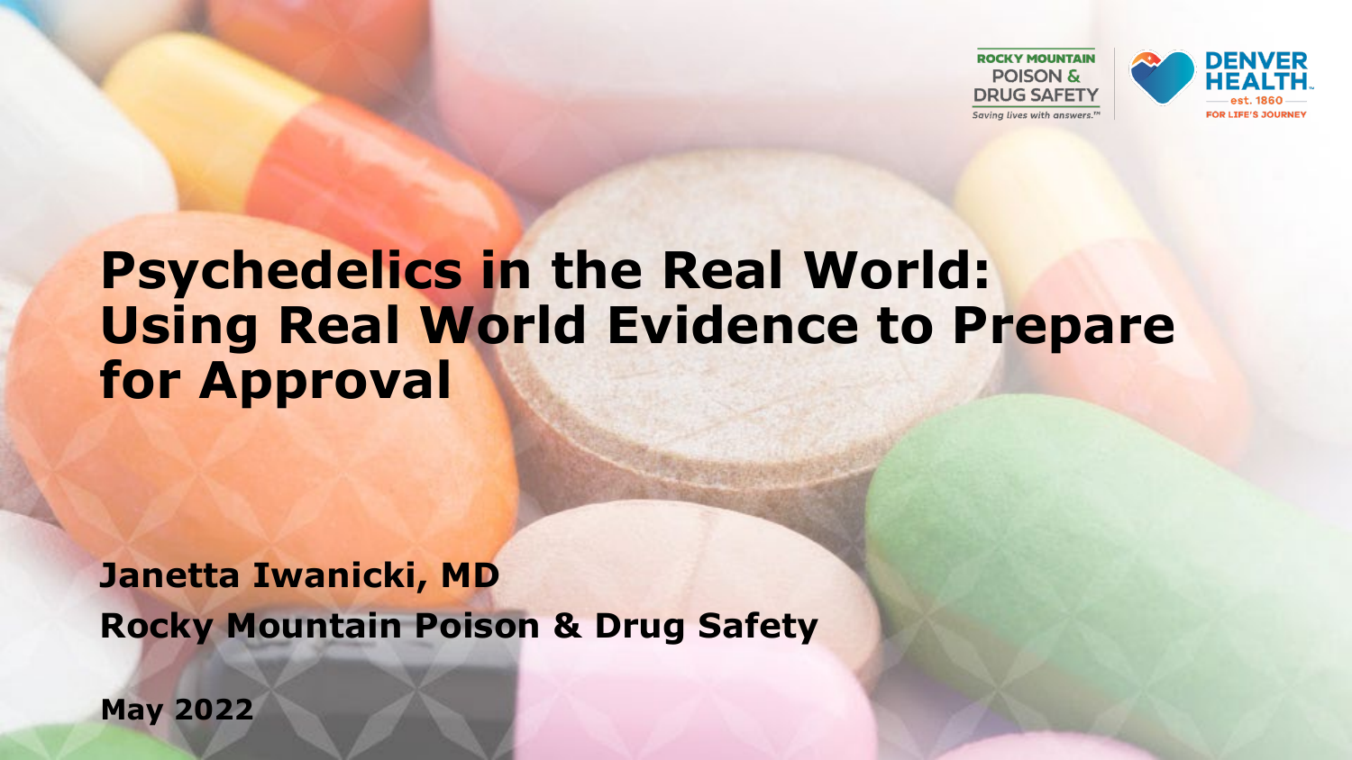# Psychedelics in the Real World: Using Real World Evidence to Prepare for Approval

**Janetta Iwanicki, MD**

**Rocky Mountain Poison & Drug Safety**

**May 2022**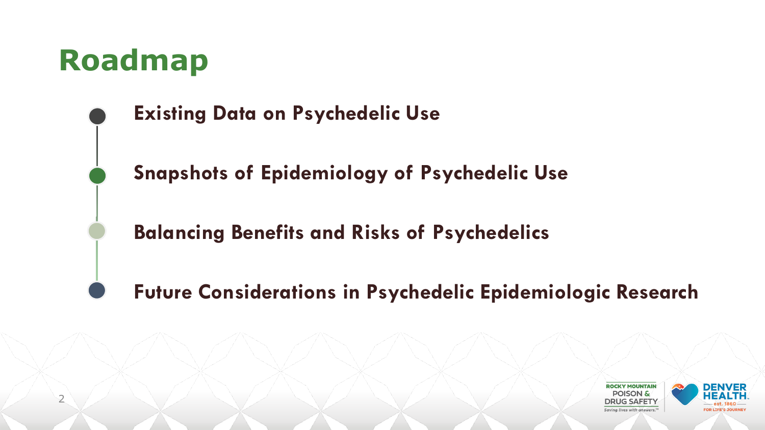# Roadmap

- **Existing Data on Psychedelic Use**
- **Snapshots of Epidemiology of Psychedelic Use**
- **Balancing Benefits and Risks of Psychedelics**
- **Future Considerations in Psychedelic Epidemiologic Research**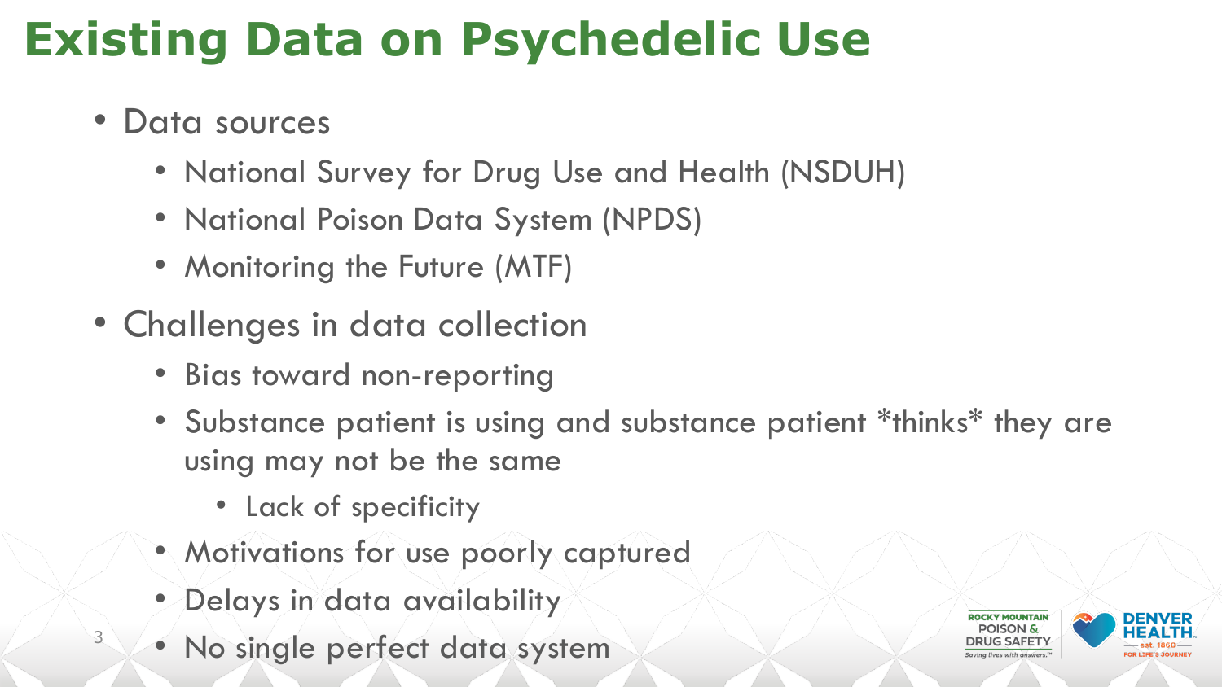# Existing Data on Psychedelic Use

- Data sources
  - National Survey for Drug Use and Health (NSDUH)
  - National Poison Data System (NPDS)
  - Monitoring the Future (MTF)
- Challenges in data collection
  - Bias toward non-reporting
  - Substance patient is using and substance patient *thinks* they are using may not be the same
    - Lack of specificity
  - Motivations for use poorly captured
  - Delays in data availability
  - No single perfect data system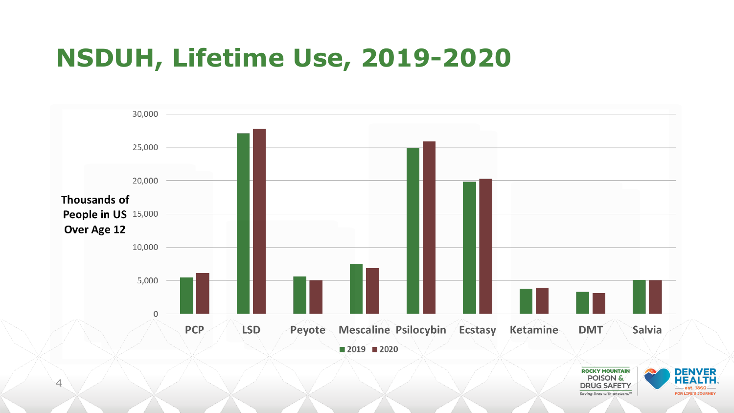# NSDUH, Lifetime Use, 2019-2020

Thousands of People in US Over Age 12

30,000
25,000
20,000
15,000
10,000
5,000
0

PCP | LSD | Peyote | Mescaline | Psilocybin | Ecstasy | Ketamine | DMT | Salvia

■ 2019 ■ 2020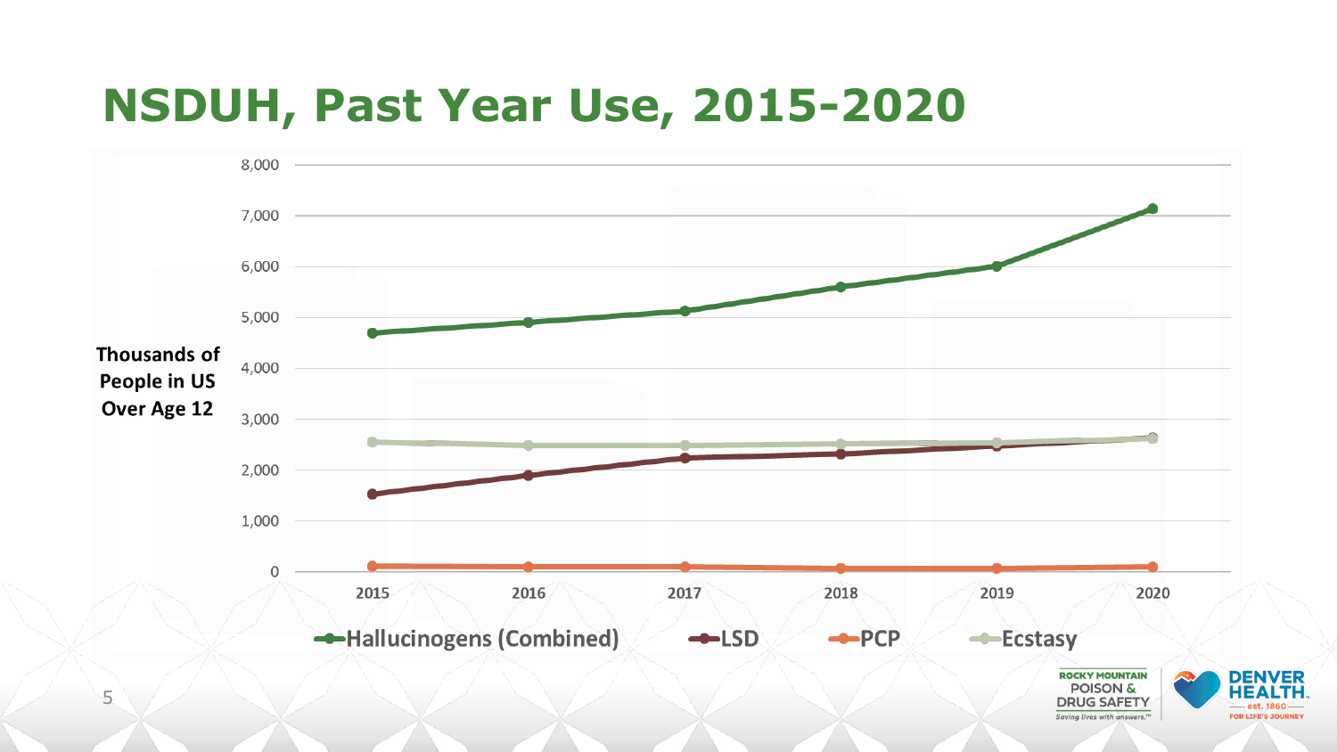# NSDUH, Past Year Use, 2015-2020

Thousands of People in US Over Age 12

8,000
7,000
6,000
5,000
4,000
3,000
2,000
1,000
0

2015 2016 2017 2018 2019 2020

Hallucinogens (Combined) LSD PCP Ecstasy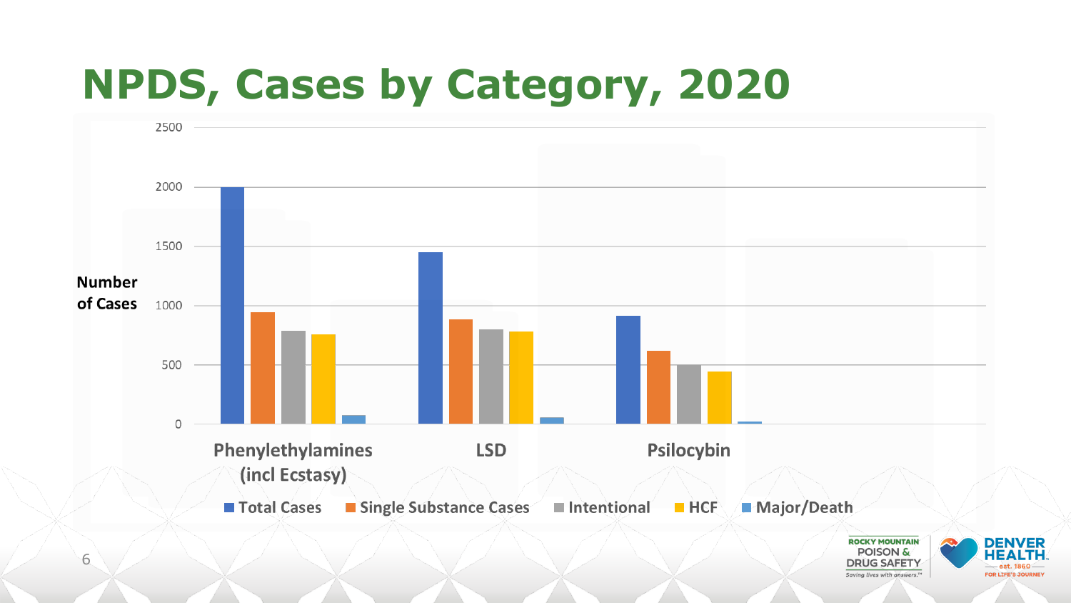# NPDS, Cases by Category, 2020

Number of Cases

2500
2000
1500
1000
500
0

Phenylethylamines (incl Ecstasy) | LSD | Psilocybin

■ Total Cases ■ Single Substance Cases ■ Intentional ■ HCF ■ Major/Death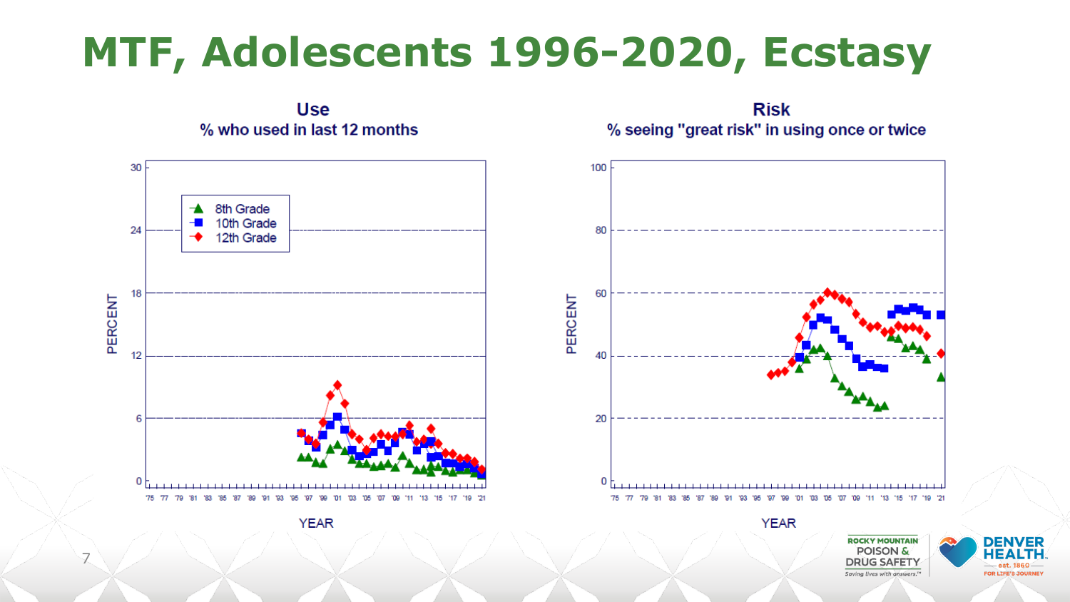# MTF, Adolescents 1996-2020, Ecstasy

**Use**
% who used in last 12 months

- 8th Grade
- 10th Grade
- 12th Grade

PERCENT

YEAR

**Risk**
% seeing "great risk" in using once or twice

PERCENT

YEAR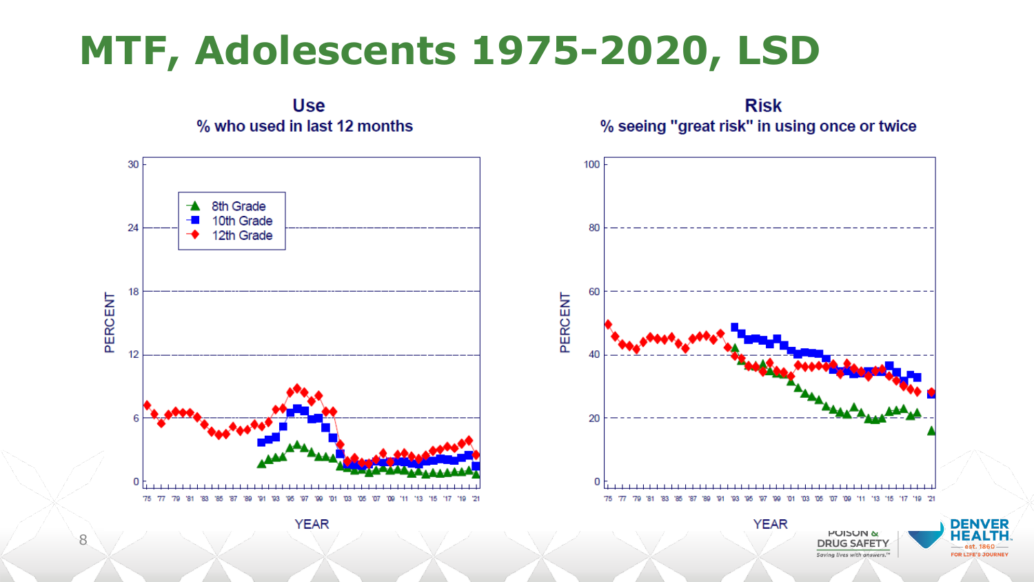# MTF, Adolescents 1975-2020, LSD

**Use**
% who used in last 12 months

- 8th Grade
- 10th Grade
- 12th Grade

PERCENT

YEAR

**Risk**
% seeing "great risk" in using once or twice

PERCENT

YEAR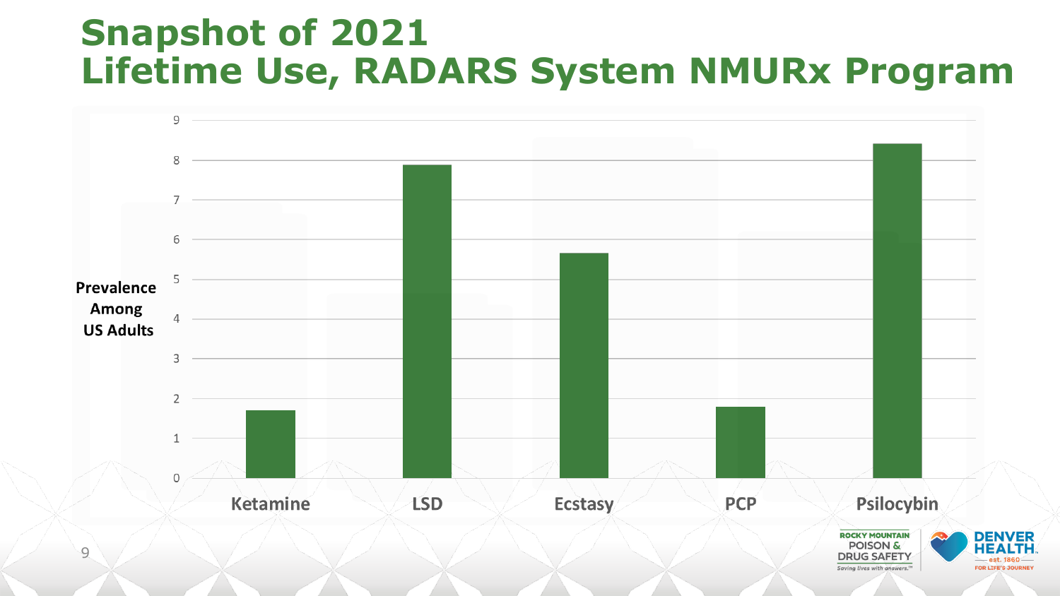# Snapshot of 2021 Lifetime Use, RADARS System NMURx Program

Prevalence Among US Adults

| | Ketamine | LSD | Ecstasy | PCP | Psilocybin |
|---|---|---|---|---|---|
| Prevalence Among US Adults | ~1.7 | ~7.9 | ~5.7 | ~1.8 | ~8.4 |

ROCKY MOUNTAIN POISON & DRUG SAFETY — Saving lives with answers.

DENVER HEALTH — est. 1860 — FOR LIFE'S JOURNEY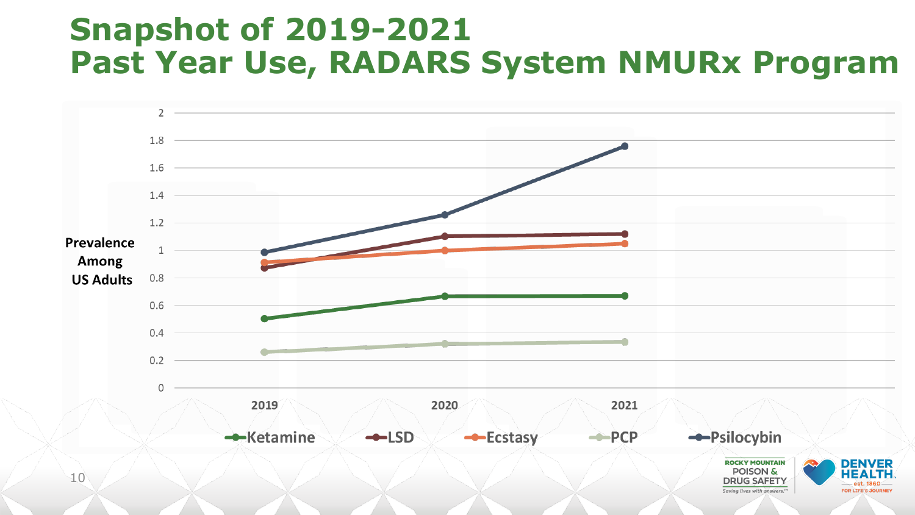# Snapshot of 2019-2021 Past Year Use, RADARS System NMURx Program

Prevalence Among US Adults

| | 2019 | 2020 | 2021 |
|---|---|---|---|
| Ketamine | 0.50 | 0.67 | 0.67 |
| LSD | 0.87 | 1.10 | 1.12 |
| Ecstasy | 0.91 | 1.00 | 1.05 |
| PCP | 0.26 | 0.32 | 0.34 |
| Psilocybin | 0.99 | 1.26 | 1.76 |

Rocky Mountain Poison & Drug Safety — Saving lives with answers.™

Denver Health — est. 1860 — For Life's Journey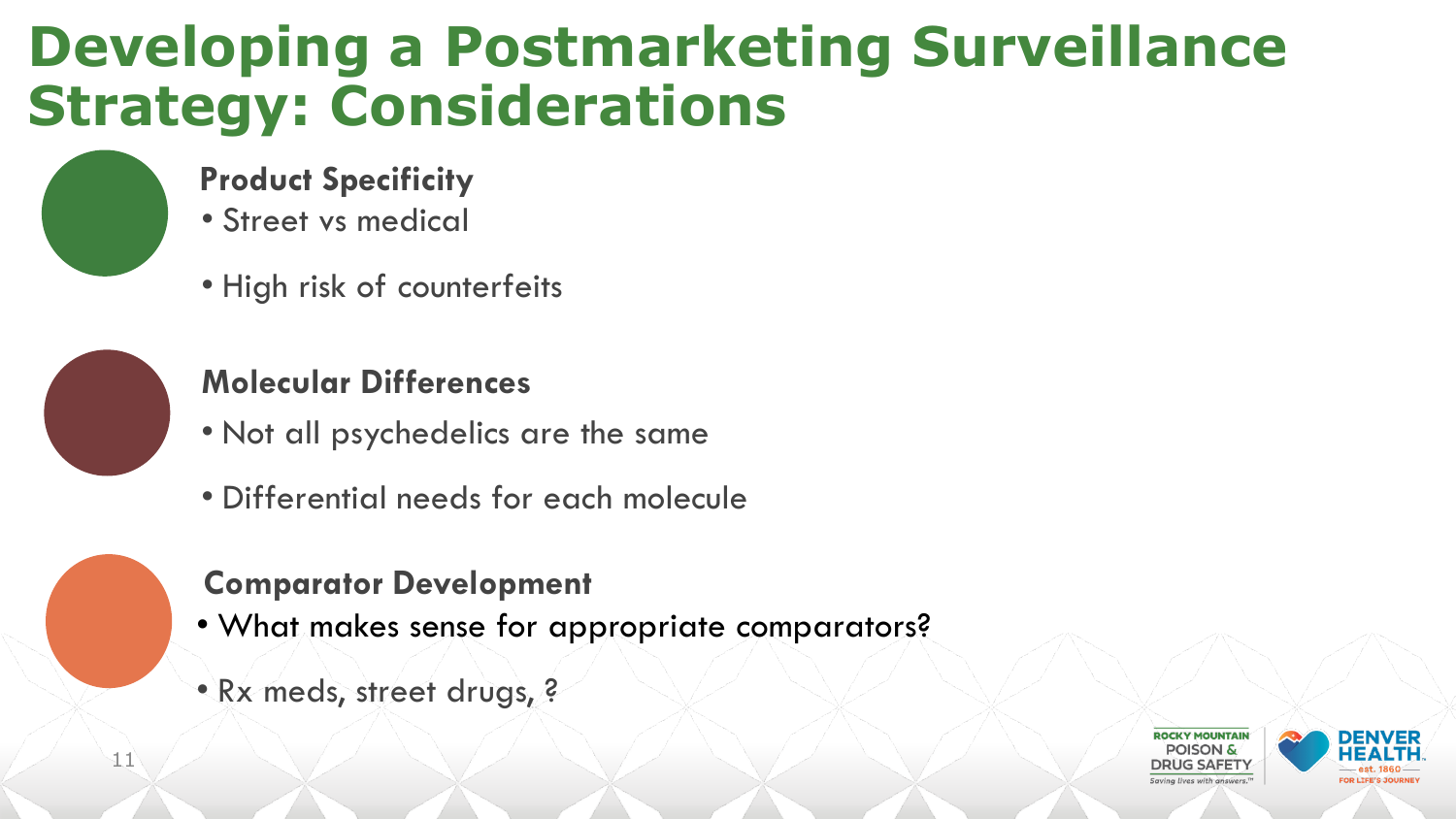# Developing a Postmarketing Surveillance Strategy: Considerations

### Product Specificity

- Street vs medical
- High risk of counterfeits

### Molecular Differences

- Not all psychedelics are the same
- Differential needs for each molecule

### Comparator Development

- What makes sense for appropriate comparators?
- Rx meds, street drugs, ?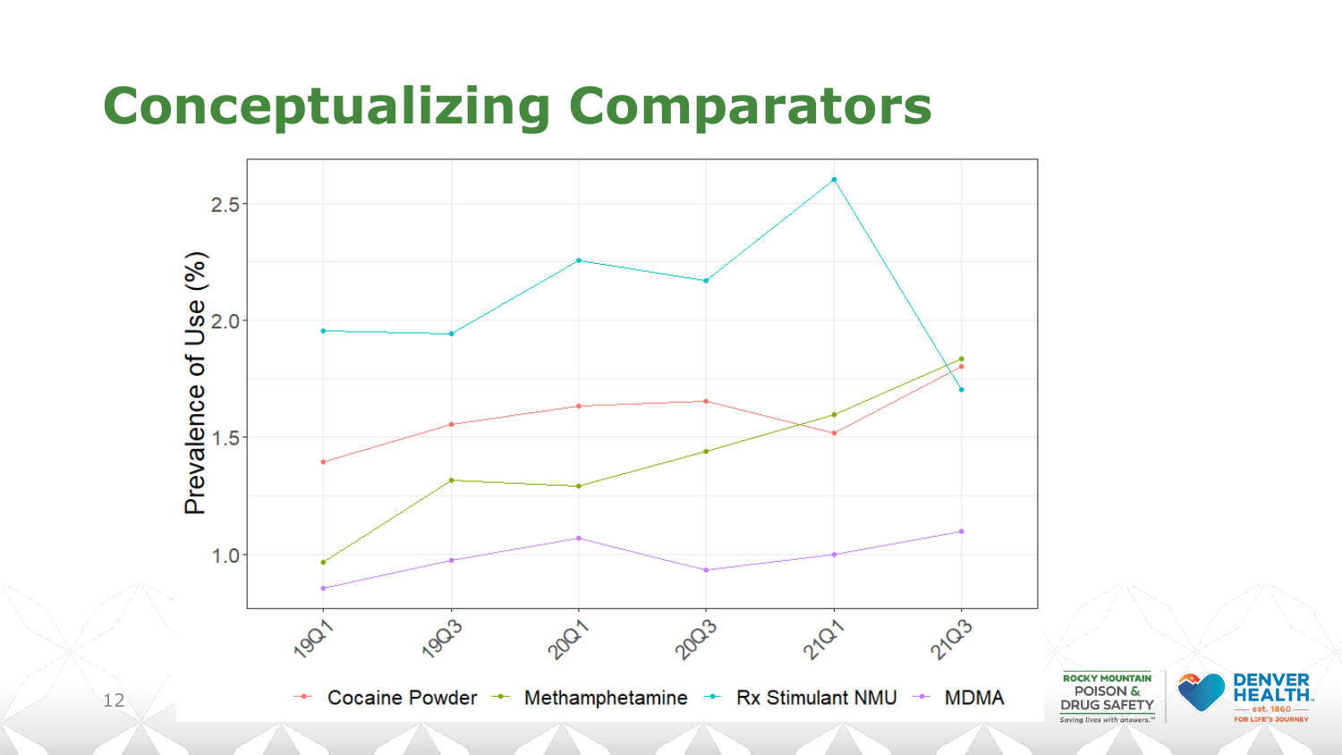# Conceptualizing Comparators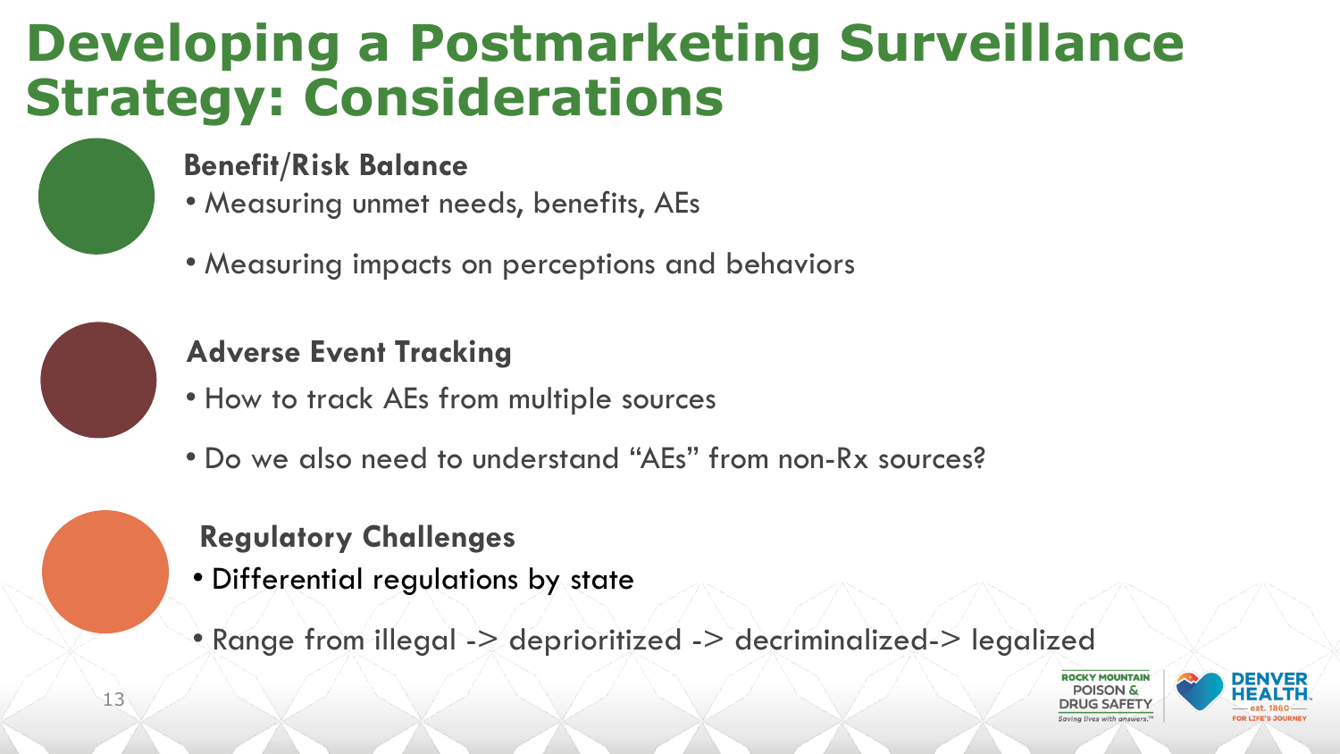# Developing a Postmarketing Surveillance Strategy: Considerations

### Benefit/Risk Balance

- Measuring unmet needs, benefits, AEs
- Measuring impacts on perceptions and behaviors

### Adverse Event Tracking

- How to track AEs from multiple sources
- Do we also need to understand "AEs" from non-Rx sources?

### Regulatory Challenges

- Differential regulations by state
- Range from illegal -> deprioritized -> decriminalized-> legalized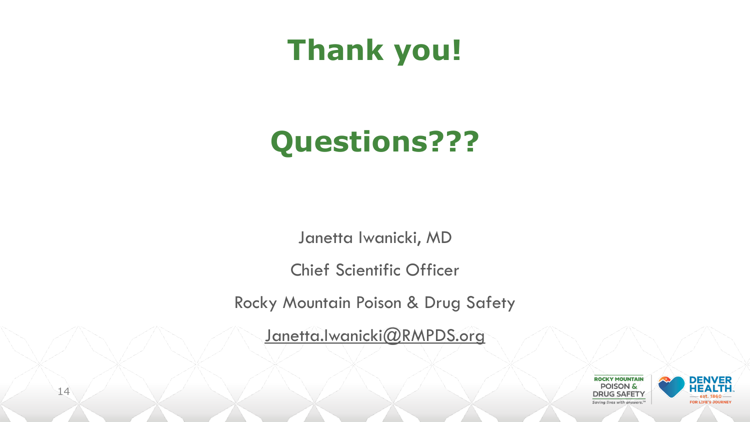# Thank you!

# Questions???

Janetta Iwanicki, MD

Chief Scientific Officer

Rocky Mountain Poison & Drug Safety

Janetta.Iwanicki@RMPDS.org